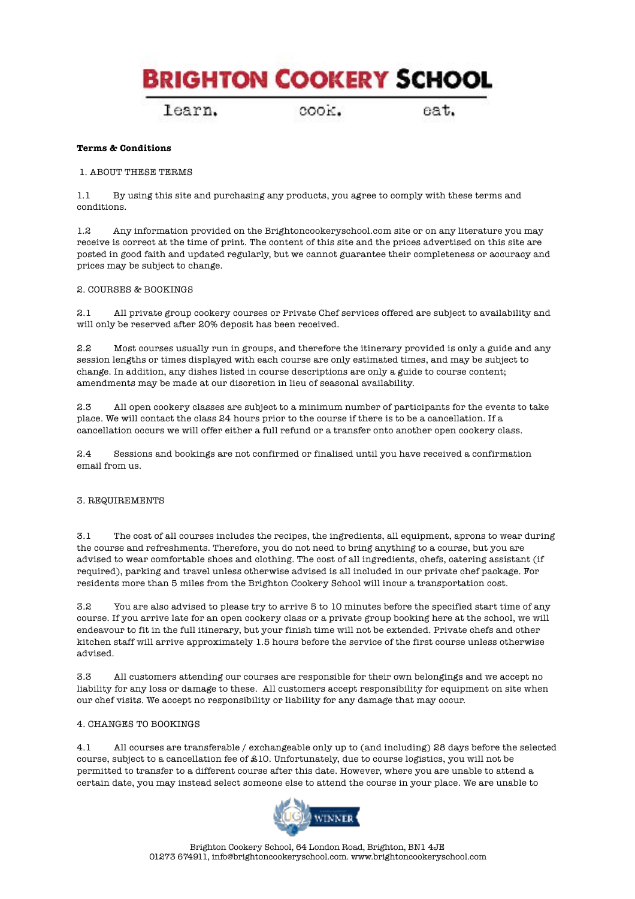# BRIGHTON COOKERY SCHOOL

learn. cook. eat.

**Terms & Conditions**

1. ABOUT THESE TERMS

1.1 By using this site and purchasing any products, you agree to comply with these terms and conditions.

1.2 Any information provided on the Brightoncookeryschool.com site or on any literature you may receive is correct at the time of print. The content of this site and the prices advertised on this site are posted in good faith and updated regularly, but we cannot guarantee their completeness or accuracy and prices may be subject to change.

2. COURSES & BOOKINGS

2.1 All private group cookery courses or Private Chef services offered are subject to availability and will only be reserved after 20% deposit has been received.

2.2 Most courses usually run in groups, and therefore the itinerary provided is only a guide and any session lengths or times displayed with each course are only estimated times, and may be subject to change. In addition, any dishes listed in course descriptions are only a guide to course content; amendments may be made at our discretion in lieu of seasonal availability.

2.3 All open cookery classes are subject to a minimum number of participants for the events to take place. We will contact the class 24 hours prior to the course if there is to be a cancellation. If a cancellation occurs we will offer either a full refund or a transfer onto another open cookery class.

2.4 Sessions and bookings are not confirmed or finalised until you have received a confirmation email from us.

3. REQUIREMENTS

3.1 The cost of all courses includes the recipes, the ingredients, all equipment, aprons to wear during the course and refreshments. Therefore, you do not need to bring anything to a course, but you are advised to wear comfortable shoes and clothing. The cost of all ingredients, chefs, catering assistant (if required), parking and travel unless otherwise advised is all included in our private chef package. For residents more than 5 miles from the Brighton Cookery School will incur a transportation cost.

3.2 You are also advised to please try to arrive 5 to 10 minutes before the specified start time of any course. If you arrive late for an open cookery class or a private group booking here at the school, we will endeavour to fit in the full itinerary, but your finish time will not be extended. Private chefs and other kitchen staff will arrive approximately 1.5 hours before the service of the first course unless otherwise advised.

3.3 All customers attending our courses are responsible for their own belongings and we accept no liability for any loss or damage to these. All customers accept responsibility for equipment on site when our chef visits. We accept no responsibility or liability for any damage that may occur.

4. CHANGES TO BOOKINGS

4.1 All courses are transferable / exchangeable only up to (and including) 28 days before the selected course, subject to a cancellation fee of £10. Unfortunately, due to course logistics, you will not be permitted to transfer to a different course after this date. However, where you are unable to attend a certain date, you may instead select someone else to attend the course in your place. We are unable to

Brighton Cookery School, 64 London Road, Brighton, BN1 4JE
01273 674911, info@brightoncookeryschool.com. www.brightoncookeryschool.com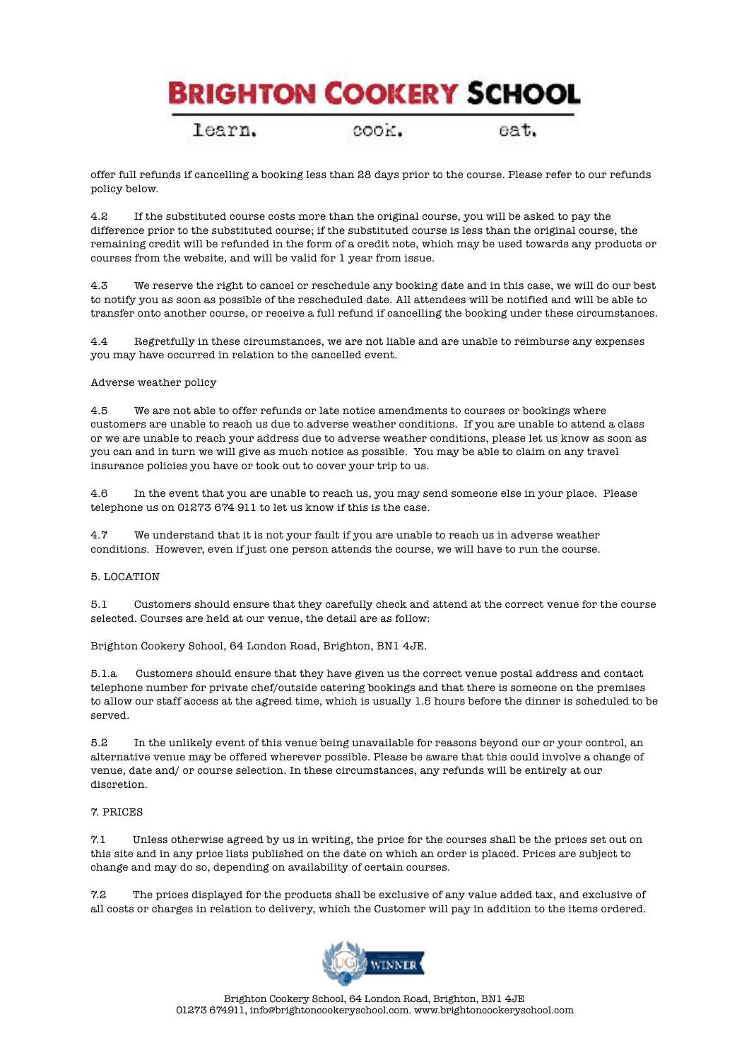offer full refunds if cancelling a booking less than 28 days prior to the course. Please refer to our refunds policy below.

4.2 If the substituted course costs more than the original course, you will be asked to pay the difference prior to the substituted course; if the substituted course is less than the original course, the remaining credit will be refunded in the form of a credit note, which may be used towards any products or courses from the website, and will be valid for 1 year from issue.

4.3 We reserve the right to cancel or reschedule any booking date and in this case, we will do our best to notify you as soon as possible of the rescheduled date. All attendees will be notified and will be able to transfer onto another course, or receive a full refund if cancelling the booking under these circumstances.

4.4 Regretfully in these circumstances, we are not liable and are unable to reimburse any expenses you may have occurred in relation to the cancelled event.

Adverse weather policy

4.5 We are not able to offer refunds or late notice amendments to courses or bookings where customers are unable to reach us due to adverse weather conditions. If you are unable to attend a class or we are unable to reach your address due to adverse weather conditions, please let us know as soon as you can and in turn we will give as much notice as possible. You may be able to claim on any travel insurance policies you have or took out to cover your trip to us.

4.6 In the event that you are unable to reach us, you may send someone else in your place. Please telephone us on 01273 674 911 to let us know if this is the case.

4.7 We understand that it is not your fault if you are unable to reach us in adverse weather conditions. However, even if just one person attends the course, we will have to run the course.

5. LOCATION

5.1 Customers should ensure that they carefully check and attend at the correct venue for the course selected. Courses are held at our venue, the detail are as follow:

Brighton Cookery School, 64 London Road, Brighton, BN1 4JE.

5.1.a Customers should ensure that they have given us the correct venue postal address and contact telephone number for private chef/outside catering bookings and that there is someone on the premises to allow our staff access at the agreed time, which is usually 1.5 hours before the dinner is scheduled to be served.

5.2 In the unlikely event of this venue being unavailable for reasons beyond our or your control, an alternative venue may be offered wherever possible. Please be aware that this could involve a change of venue, date and/ or course selection. In these circumstances, any refunds will be entirely at our discretion.

7. PRICES

7.1 Unless otherwise agreed by us in writing, the price for the courses shall be the prices set out on this site and in any price lists published on the date on which an order is placed. Prices are subject to change and may do so, depending on availability of certain courses.

7.2 The prices displayed for the products shall be exclusive of any value added tax, and exclusive of all costs or charges in relation to delivery, which the Customer will pay in addition to the items ordered.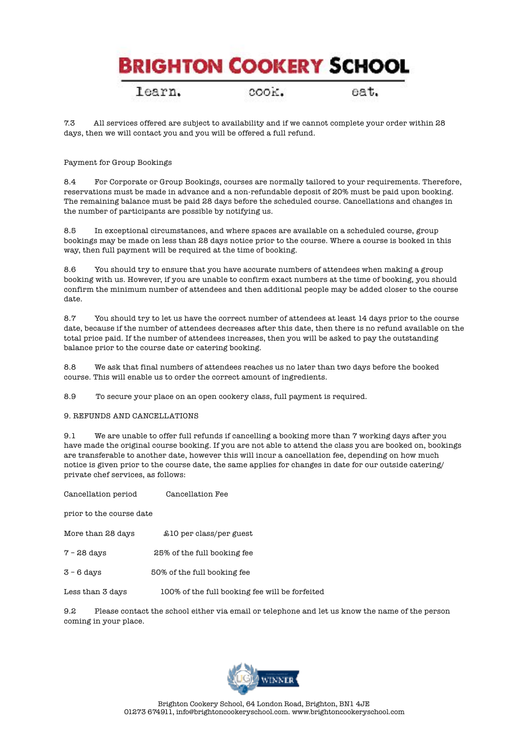7.3 All services offered are subject to availability and if we cannot complete your order within 28 days, then we will contact you and you will be offered a full refund.

Payment for Group Bookings

8.4 For Corporate or Group Bookings, courses are normally tailored to your requirements. Therefore, reservations must be made in advance and a non-refundable deposit of 20% must be paid upon booking. The remaining balance must be paid 28 days before the scheduled course. Cancellations and changes in the number of participants are possible by notifying us.

8.5 In exceptional circumstances, and where spaces are available on a scheduled course, group bookings may be made on less than 28 days notice prior to the course. Where a course is booked in this way, then full payment will be required at the time of booking.

8.6 You should try to ensure that you have accurate numbers of attendees when making a group booking with us. However, if you are unable to confirm exact numbers at the time of booking, you should confirm the minimum number of attendees and then additional people may be added closer to the course date.

8.7 You should try to let us have the correct number of attendees at least 14 days prior to the course date, because if the number of attendees decreases after this date, then there is no refund available on the total price paid. If the number of attendees increases, then you will be asked to pay the outstanding balance prior to the course date or catering booking.

8.8 We ask that final numbers of attendees reaches us no later than two days before the booked course. This will enable us to order the correct amount of ingredients.

8.9 To secure your place on an open cookery class, full payment is required.

## 9. REFUNDS AND CANCELLATIONS

9.1 We are unable to offer full refunds if cancelling a booking more than 7 working days after you have made the original course booking. If you are not able to attend the class you are booked on, bookings are transferable to another date, however this will incur a cancellation fee, depending on how much notice is given prior to the course date, the same applies for changes in date for our outside catering/ private chef services, as follows:

| Cancellation period prior to the course date | Cancellation Fee |
|---|---|
| More than 28 days | £10 per class/per guest |
| 7 – 28 days | 25% of the full booking fee |
| 3 – 6 days | 50% of the full booking fee |
| Less than 3 days | 100% of the full booking fee will be forfeited |

9.2 Please contact the school either via email or telephone and let us know the name of the person coming in your place.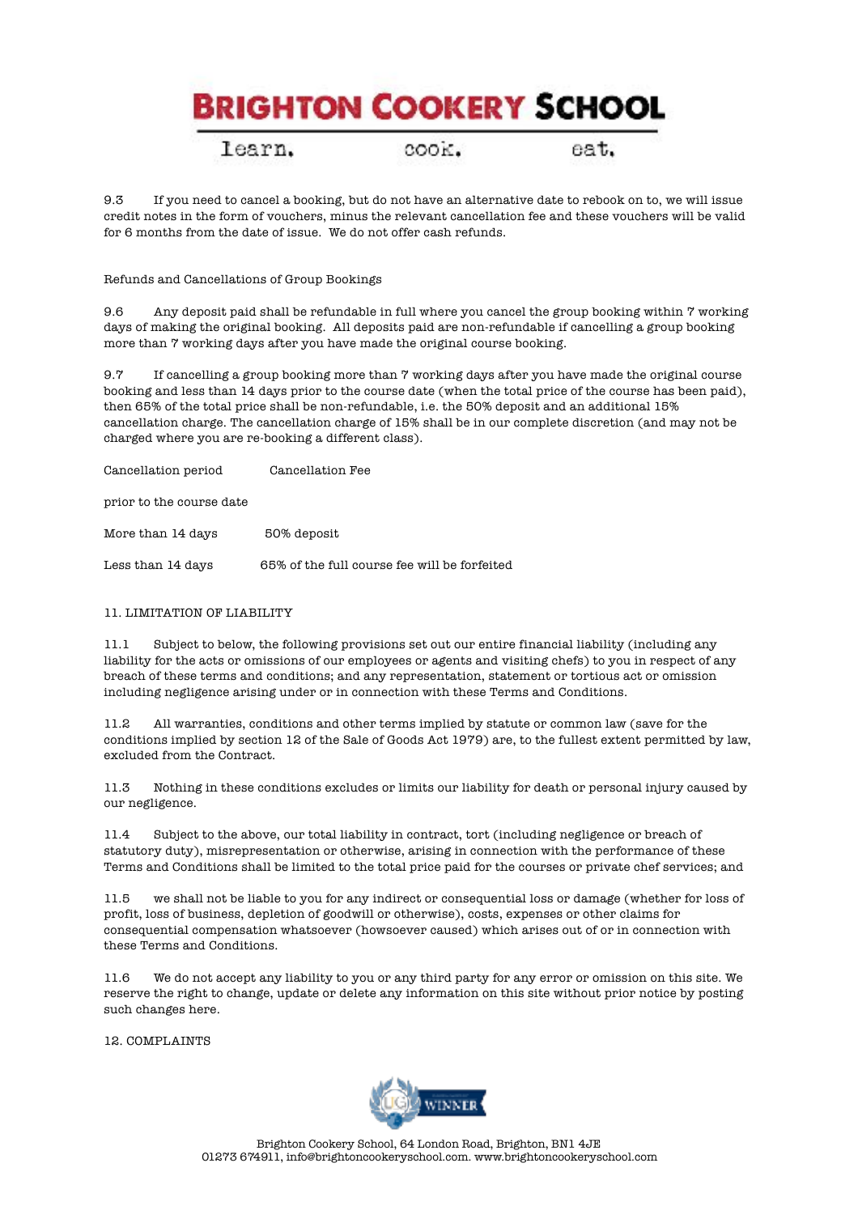9.3 If you need to cancel a booking, but do not have an alternative date to rebook on to, we will issue credit notes in the form of vouchers, minus the relevant cancellation fee and these vouchers will be valid for 6 months from the date of issue. We do not offer cash refunds.

Refunds and Cancellations of Group Bookings

9.6 Any deposit paid shall be refundable in full where you cancel the group booking within 7 working days of making the original booking. All deposits paid are non-refundable if cancelling a group booking more than 7 working days after you have made the original course booking.

9.7 If cancelling a group booking more than 7 working days after you have made the original course booking and less than 14 days prior to the course date (when the total price of the course has been paid), then 65% of the total price shall be non-refundable, i.e. the 50% deposit and an additional 15% cancellation charge. The cancellation charge of 15% shall be in our complete discretion (and may not be charged where you are re-booking a different class).

| Cancellation period prior to the course date | Cancellation Fee |
|---|---|
| More than 14 days | 50% deposit |
| Less than 14 days | 65% of the full course fee will be forfeited |

## 11. LIMITATION OF LIABILITY

11.1 Subject to below, the following provisions set out our entire financial liability (including any liability for the acts or omissions of our employees or agents and visiting chefs) to you in respect of any breach of these terms and conditions; and any representation, statement or tortious act or omission including negligence arising under or in connection with these Terms and Conditions.

11.2 All warranties, conditions and other terms implied by statute or common law (save for the conditions implied by section 12 of the Sale of Goods Act 1979) are, to the fullest extent permitted by law, excluded from the Contract.

11.3 Nothing in these conditions excludes or limits our liability for death or personal injury caused by our negligence.

11.4 Subject to the above, our total liability in contract, tort (including negligence or breach of statutory duty), misrepresentation or otherwise, arising in connection with the performance of these Terms and Conditions shall be limited to the total price paid for the courses or private chef services; and

11.5 we shall not be liable to you for any indirect or consequential loss or damage (whether for loss of profit, loss of business, depletion of goodwill or otherwise), costs, expenses or other claims for consequential compensation whatsoever (howsoever caused) which arises out of or in connection with these Terms and Conditions.

11.6 We do not accept any liability to you or any third party for any error or omission on this site. We reserve the right to change, update or delete any information on this site without prior notice by posting such changes here.

## 12. COMPLAINTS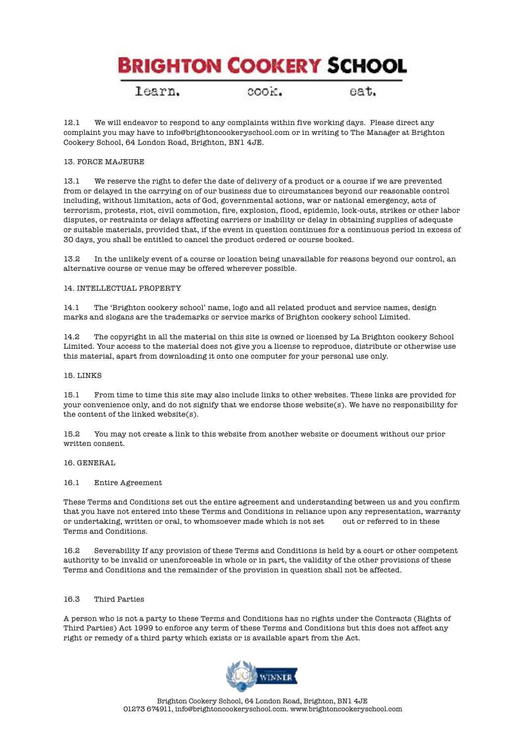12.1 We will endeavor to respond to any complaints within five working days. Please direct any complaint you may have to info@brightoncookeryschool.com or in writing to The Manager at Brighton Cookery School, 64 London Road, Brighton, BN1 4JE.

13. FORCE MAJEURE

13.1 We reserve the right to defer the date of delivery of a product or a course if we are prevented from or delayed in the carrying on of our business due to circumstances beyond our reasonable control including, without limitation, acts of God, governmental actions, war or national emergency, acts of terrorism, protests, riot, civil commotion, fire, explosion, flood, epidemic, lock-outs, strikes or other labor disputes, or restraints or delays affecting carriers or inability or delay in obtaining supplies of adequate or suitable materials, provided that, if the event in question continues for a continuous period in excess of 30 days, you shall be entitled to cancel the product ordered or course booked.

13.2 In the unlikely event of a course or location being unavailable for reasons beyond our control, an alternative course or venue may be offered wherever possible.

14. INTELLECTUAL PROPERTY

14.1 The 'Brighton cookery school' name, logo and all related product and service names, design marks and slogans are the trademarks or service marks of Brighton cookery school Limited.

14.2 The copyright in all the material on this site is owned or licensed by La Brighton cookery School Limited. Your access to the material does not give you a license to reproduce, distribute or otherwise use this material, apart from downloading it onto one computer for your personal use only.

15. LINKS

15.1 From time to time this site may also include links to other websites. These links are provided for your convenience only, and do not signify that we endorse those website(s). We have no responsibility for the content of the linked website(s).

15.2 You may not create a link to this website from another website or document without our prior written consent.

16. GENERAL

16.1 Entire Agreement

These Terms and Conditions set out the entire agreement and understanding between us and you confirm that you have not entered into these Terms and Conditions in reliance upon any representation, warranty or undertaking, written or oral, to whomsoever made which is not set out or referred to in these Terms and Conditions.

16.2 Severability If any provision of these Terms and Conditions is held by a court or other competent authority to be invalid or unenforceable in whole or in part, the validity of the other provisions of these Terms and Conditions and the remainder of the provision in question shall not be affected.

16.3 Third Parties

A person who is not a party to these Terms and Conditions has no rights under the Contracts (Rights of Third Parties) Act 1999 to enforce any term of these Terms and Conditions but this does not affect any right or remedy of a third party which exists or is available apart from the Act.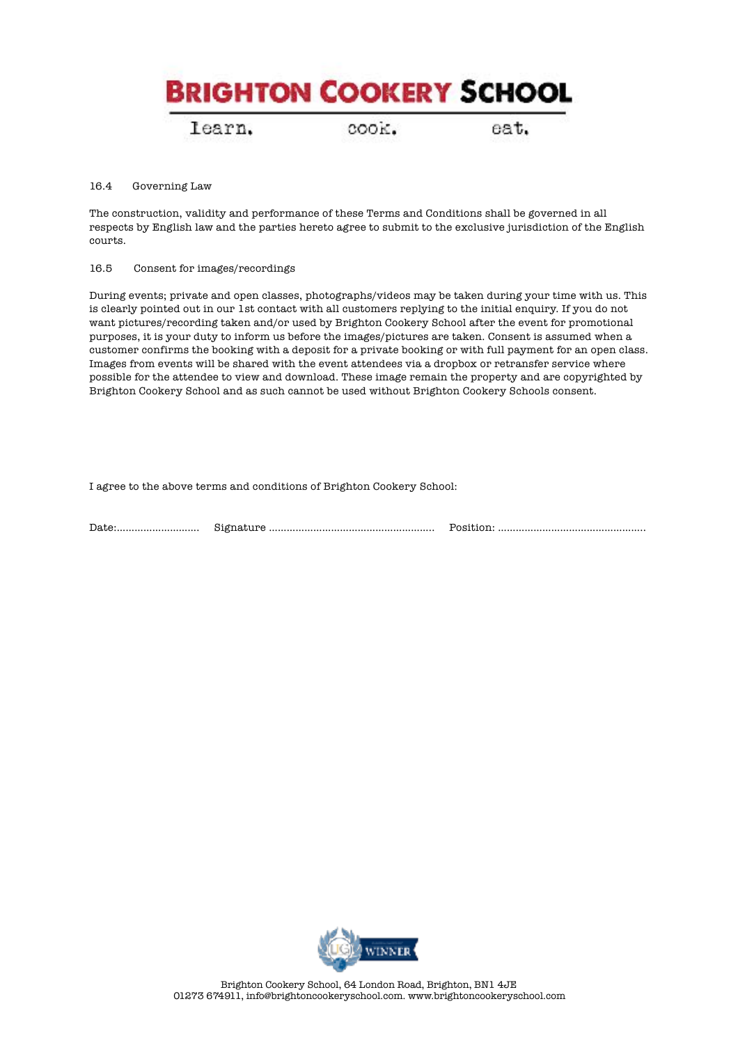16.4 Governing Law

The construction, validity and performance of these Terms and Conditions shall be governed in all respects by English law and the parties hereto agree to submit to the exclusive jurisdiction of the English courts.

16.5 Consent for images/recordings

During events; private and open classes, photographs/videos may be taken during your time with us. This is clearly pointed out in our 1st contact with all customers replying to the initial enquiry. If you do not want pictures/recording taken and/or used by Brighton Cookery School after the event for promotional purposes, it is your duty to inform us before the images/pictures are taken. Consent is assumed when a customer confirms the booking with a deposit for a private booking or with full payment for an open class. Images from events will be shared with the event attendees via a dropbox or retransfer service where possible for the attendee to view and download. These image remain the property and are copyrighted by Brighton Cookery School and as such cannot be used without Brighton Cookery Schools consent.

I agree to the above terms and conditions of Brighton Cookery School:

Date:............................ Signature ........................................................ Position: .................................................